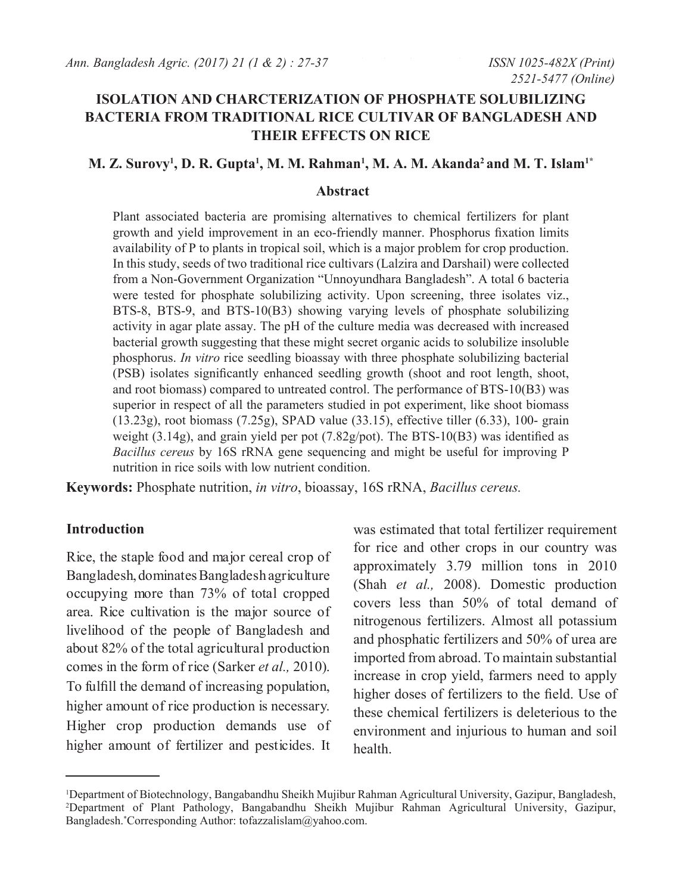# ISOLATION AND CHARCTERIZATION OF PHOSPHATE SOLUBILIZING BACTERIA FROM TRADITIONAL RICE CULTIVAR OF BANGLADESH AND THEIR EFFECTS ON RICE

**M. Z. Surovy[1], D. R. Gupta[1], M. M. Rahman[1], M. A. M. Akanda[2] and M. T. Islam[1*]**

## Abstract

Plant associated bacteria are promising alternatives to chemical fertilizers for plant growth and yield improvement in an eco-friendly manner. Phosphorus fixation limits availability of P to plants in tropical soil, which is a major problem for crop production. In this study, seeds of two traditional rice cultivars (Lalzira and Darshail) were collected from a Non-Government Organization "Unnoyundhara Bangladesh". A total 6 bacteria were tested for phosphate solubilizing activity. Upon screening, three isolates viz., BTS-8, BTS-9, and BTS-10(B3) showing varying levels of phosphate solubilizing activity in agar plate assay. The pH of the culture media was decreased with increased bacterial growth suggesting that these might secret organic acids to solubilize insoluble phosphorus. *In vitro* rice seedling bioassay with three phosphate solubilizing bacterial (PSB) isolates significantly enhanced seedling growth (shoot and root length, shoot, and root biomass) compared to untreated control. The performance of BTS-10(B3) was superior in respect of all the parameters studied in pot experiment, like shoot biomass (13.23g), root biomass (7.25g), SPAD value (33.15), effective tiller (6.33), 100- grain weight (3.14g), and grain yield per pot (7.82g/pot). The BTS-10(B3) was identified as *Bacillus cereus* by 16S rRNA gene sequencing and might be useful for improving P nutrition in rice soils with low nutrient condition.

**Keywords:** Phosphate nutrition, *in vitro*, bioassay, 16S rRNA, *Bacillus cereus.*

## Introduction

Rice, the staple food and major cereal crop of Bangladesh, dominates Bangladesh agriculture occupying more than 73% of total cropped area. Rice cultivation is the major source of livelihood of the people of Bangladesh and about 82% of the total agricultural production comes in the form of rice (Sarker *et al.,* 2010). To fulfill the demand of increasing population, higher amount of rice production is necessary. Higher crop production demands use of higher amount of fertilizer and pesticides. It was estimated that total fertilizer requirement for rice and other crops in our country was approximately 3.79 million tons in 2010 (Shah *et al.,* 2008). Domestic production covers less than 50% of total demand of nitrogenous fertilizers. Almost all potassium and phosphatic fertilizers and 50% of urea are imported from abroad. To maintain substantial increase in crop yield, farmers need to apply higher doses of fertilizers to the field. Use of these chemical fertilizers is deleterious to the environment and injurious to human and soil health.

---

[1]Department of Biotechnology, Bangabandhu Sheikh Mujibur Rahman Agricultural University, Gazipur, Bangladesh, [2]Department of Plant Pathology, Bangabandhu Sheikh Mujibur Rahman Agricultural University, Gazipur, Bangladesh. *Corresponding Author: tofazzalislam@yahoo.com.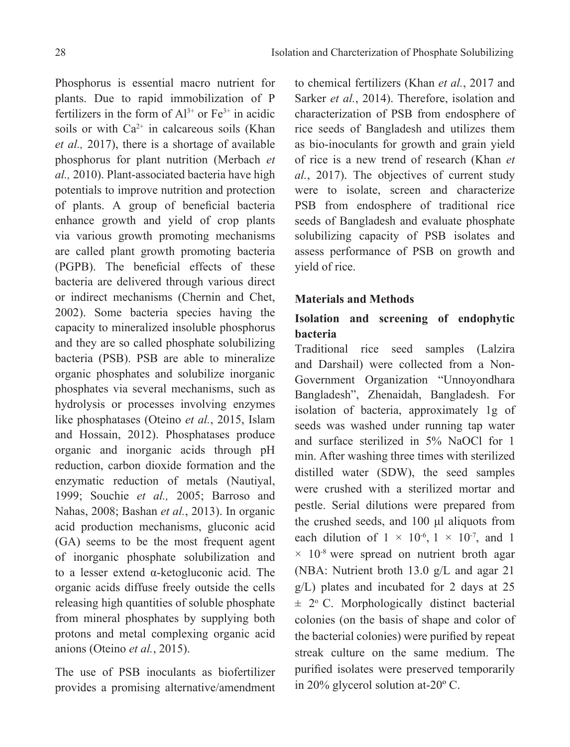Phosphorus is essential macro nutrient for plants. Due to rapid immobilization of P fertilizers in the form of $Al^{3+}$ or $Fe^{3+}$ in acidic soils or with $Ca^{2+}$ in calcareous soils (Khan *et al.,* 2017), there is a shortage of available phosphorus for plant nutrition (Merbach *et al.,* 2010). Plant-associated bacteria have high potentials to improve nutrition and protection of plants. A group of beneficial bacteria enhance growth and yield of crop plants via various growth promoting mechanisms are called plant growth promoting bacteria (PGPB). The beneficial effects of these bacteria are delivered through various direct or indirect mechanisms (Chernin and Chet, 2002). Some bacteria species having the capacity to mineralized insoluble phosphorus and they are so called phosphate solubilizing bacteria (PSB). PSB are able to mineralize organic phosphates and solubilize inorganic phosphates via several mechanisms, such as hydrolysis or processes involving enzymes like phosphatases (Oteino *et al.*, 2015, Islam and Hossain, 2012). Phosphatases produce organic and inorganic acids through pH reduction, carbon dioxide formation and the enzymatic reduction of metals (Nautiyal, 1999; Souchie *et al.,* 2005; Barroso and Nahas, 2008; Bashan *et al.*, 2013). In organic acid production mechanisms, gluconic acid (GA) seems to be the most frequent agent of inorganic phosphate solubilization and to a lesser extend α-ketogluconic acid. The organic acids diffuse freely outside the cells releasing high quantities of soluble phosphate from mineral phosphates by supplying both protons and metal complexing organic acid anions (Oteino *et al.*, 2015).

The use of PSB inoculants as biofertilizer provides a promising alternative/amendment to chemical fertilizers (Khan *et al.*, 2017 and Sarker *et al.*, 2014). Therefore, isolation and characterization of PSB from endosphere of rice seeds of Bangladesh and utilizes them as bio-inoculants for growth and grain yield of rice is a new trend of research (Khan *et al.*, 2017). The objectives of current study were to isolate, screen and characterize PSB from endosphere of traditional rice seeds of Bangladesh and evaluate phosphate solubilizing capacity of PSB isolates and assess performance of PSB on growth and yield of rice.

## Materials and Methods

### Isolation and screening of endophytic bacteria

Traditional rice seed samples (Lalzira and Darshail) were collected from a Non-Government Organization "Unnoyondhara Bangladesh", Zhenaidah, Bangladesh. For isolation of bacteria, approximately 1g of seeds was washed under running tap water and surface sterilized in 5% NaOCl for 1 min. After washing three times with sterilized distilled water (SDW), the seed samples were crushed with a sterilized mortar and pestle. Serial dilutions were prepared from the crushed seeds, and 100 µl aliquots from each dilution of $1 \times 10^{-6}$, $1 \times 10^{-7}$, and $1 \times 10^{-8}$ were spread on nutrient broth agar (NBA: Nutrient broth 13.0 g/L and agar 21 g/L) plates and incubated for 2 days at 25 ± 2° C. Morphologically distinct bacterial colonies (on the basis of shape and color of the bacterial colonies) were purified by repeat streak culture on the same medium. The purified isolates were preserved temporarily in 20% glycerol solution at-20° C.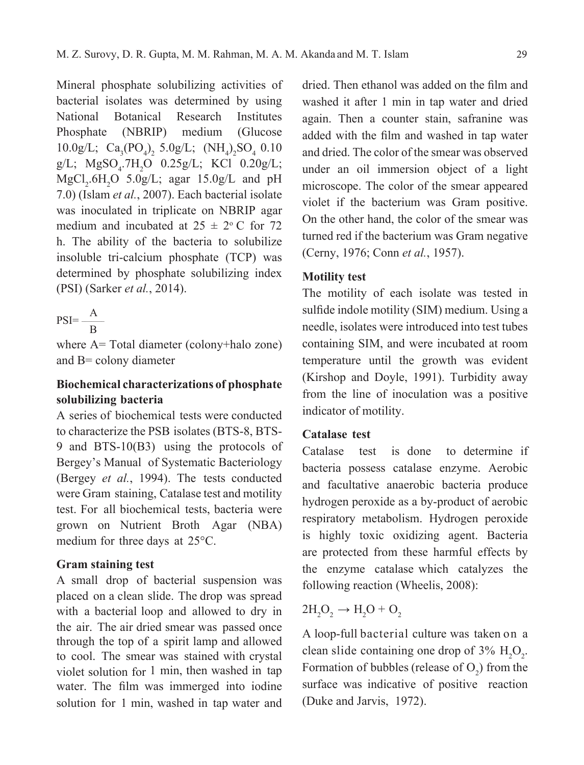Mineral phosphate solubilizing activities of bacterial isolates was determined by using National Botanical Research Institutes Phosphate (NBRIP) medium (Glucose 10.0g/L; $Ca_3(PO_4)_2$ 5.0g/L; $(NH_4)_2SO_4$ 0.10 g/L; $MgSO_4.7H_2O$ 0.25g/L; KCl 0.20g/L; $MgCl_2.6H_2O$ 5.0g/L; agar 15.0g/L and pH 7.0) (Islam *et al.*, 2007). Each bacterial isolate was inoculated in triplicate on NBRIP agar medium and incubated at 25 ± 2° C for 72 h. The ability of the bacteria to solubilize insoluble tri-calcium phosphate (TCP) was determined by phosphate solubilizing index (PSI) (Sarker *et al.*, 2014).

$$PSI = \frac{A}{B}$$

where A= Total diameter (colony+halo zone) and B= colony diameter

## Biochemical characterizations of phosphate solubilizing bacteria

A series of biochemical tests were conducted to characterize the PSB isolates (BTS-8, BTS-9 and BTS-10(B3) using the protocols of Bergey's Manual of Systematic Bacteriology (Bergey *et al.*, 1994). The tests conducted were Gram staining, Catalase test and motility test. For all biochemical tests, bacteria were grown on Nutrient Broth Agar (NBA) medium for three days at 25°C.

### Gram staining test

A small drop of bacterial suspension was placed on a clean slide. The drop was spread with a bacterial loop and allowed to dry in the air. The air dried smear was passed once through the top of a spirit lamp and allowed to cool. The smear was stained with crystal violet solution for 1 min, then washed in tap water. The film was immerged into iodine solution for 1 min, washed in tap water and dried. Then ethanol was added on the film and washed it after 1 min in tap water and dried again. Then a counter stain, safranine was added with the film and washed in tap water and dried. The color of the smear was observed under an oil immersion object of a light microscope. The color of the smear appeared violet if the bacterium was Gram positive. On the other hand, the color of the smear was turned red if the bacterium was Gram negative (Cerny, 1976; Conn *et al.*, 1957).

### Motility test

The motility of each isolate was tested in sulfide indole motility (SIM) medium. Using a needle, isolates were introduced into test tubes containing SIM, and were incubated at room temperature until the growth was evident (Kirshop and Doyle, 1991). Turbidity away from the line of inoculation was a positive indicator of motility.

### Catalase test

Catalase test is done to determine if bacteria possess catalase enzyme. Aerobic and facultative anaerobic bacteria produce hydrogen peroxide as a by-product of aerobic respiratory metabolism. Hydrogen peroxide is highly toxic oxidizing agent. Bacteria are protected from these harmful effects by the enzyme catalase which catalyzes the following reaction (Wheelis, 2008):

$$2H_2O_2 \rightarrow H_2O + O_2$$

A loop-full bacterial culture was taken on a clean slide containing one drop of 3% $H_2O_2$. Formation of bubbles (release of $O_2$) from the surface was indicative of positive reaction (Duke and Jarvis, 1972).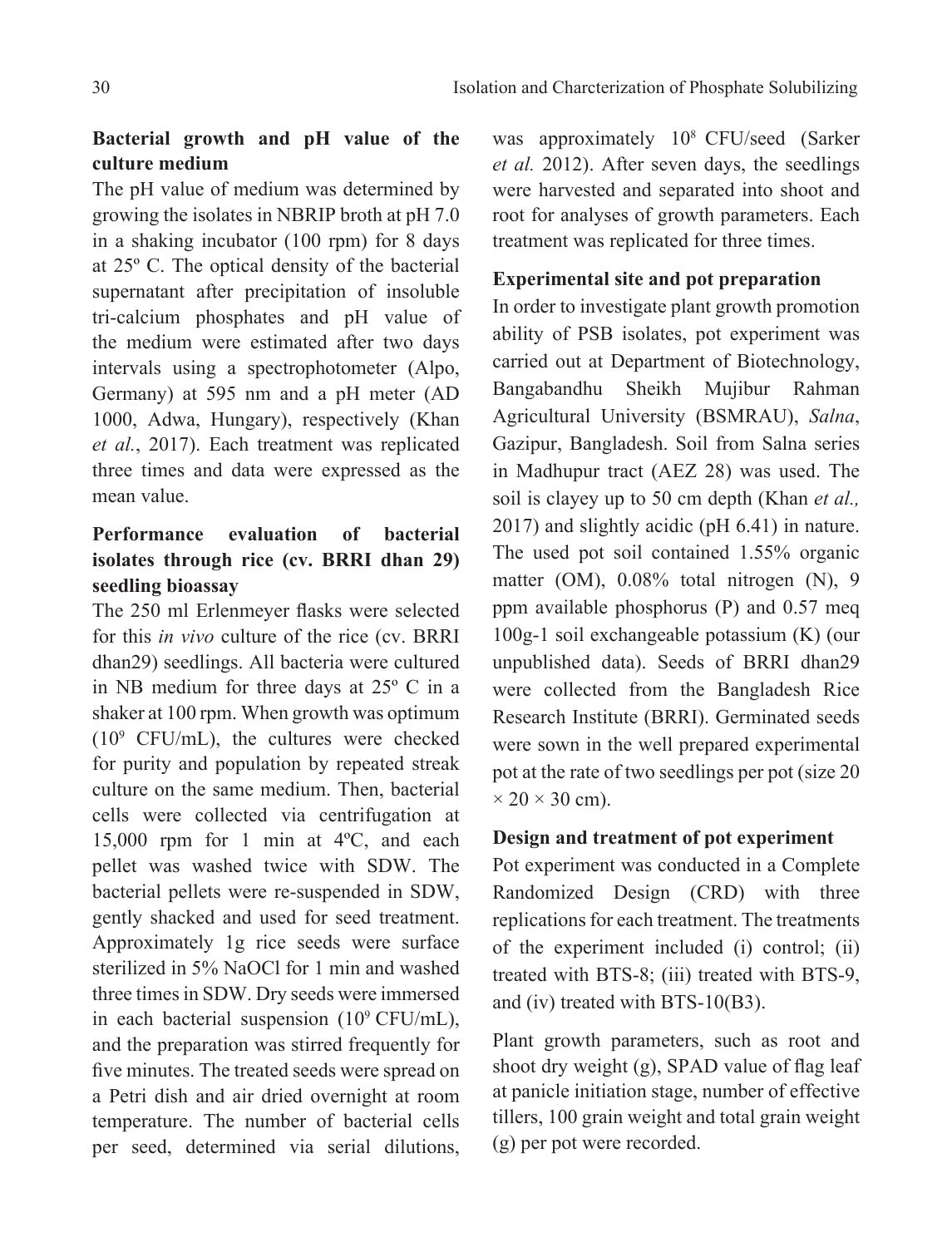**Bacterial growth and pH value of the culture medium**

The pH value of medium was determined by growing the isolates in NBRIP broth at pH 7.0 in a shaking incubator (100 rpm) for 8 days at 25º C. The optical density of the bacterial supernatant after precipitation of insoluble tri-calcium phosphates and pH value of the medium were estimated after two days intervals using a spectrophotometer (Alpo, Germany) at 595 nm and a pH meter (AD 1000, Adwa, Hungary), respectively (Khan *et al.*, 2017). Each treatment was replicated three times and data were expressed as the mean value.

**Performance evaluation of bacterial isolates through rice (cv. BRRI dhan 29) seedling bioassay**

The 250 ml Erlenmeyer flasks were selected for this *in vivo* culture of the rice (cv. BRRI dhan29) seedlings. All bacteria were cultured in NB medium for three days at 25º C in a shaker at 100 rpm. When growth was optimum ($10^9$ CFU/mL), the cultures were checked for purity and population by repeated streak culture on the same medium. Then, bacterial cells were collected via centrifugation at 15,000 rpm for 1 min at 4ºC, and each pellet was washed twice with SDW. The bacterial pellets were re-suspended in SDW, gently shacked and used for seed treatment. Approximately 1g rice seeds were surface sterilized in 5% NaOCl for 1 min and washed three times in SDW. Dry seeds were immersed in each bacterial suspension ($10^9$ CFU/mL), and the preparation was stirred frequently for five minutes. The treated seeds were spread on a Petri dish and air dried overnight at room temperature. The number of bacterial cells per seed, determined via serial dilutions, was approximately $10^8$ CFU/seed (Sarker *et al.* 2012). After seven days, the seedlings were harvested and separated into shoot and root for analyses of growth parameters. Each treatment was replicated for three times.

**Experimental site and pot preparation**

In order to investigate plant growth promotion ability of PSB isolates, pot experiment was carried out at Department of Biotechnology, Bangabandhu Sheikh Mujibur Rahman Agricultural University (BSMRAU), *Salna*, Gazipur, Bangladesh. Soil from Salna series in Madhupur tract (AEZ 28) was used. The soil is clayey up to 50 cm depth (Khan *et al.,* 2017) and slightly acidic (pH 6.41) in nature. The used pot soil contained 1.55% organic matter (OM), 0.08% total nitrogen (N), 9 ppm available phosphorus (P) and 0.57 meq 100g-1 soil exchangeable potassium (K) (our unpublished data). Seeds of BRRI dhan29 were collected from the Bangladesh Rice Research Institute (BRRI). Germinated seeds were sown in the well prepared experimental pot at the rate of two seedlings per pot (size 20 × 20 × 30 cm).

**Design and treatment of pot experiment**

Pot experiment was conducted in a Complete Randomized Design (CRD) with three replications for each treatment. The treatments of the experiment included (i) control; (ii) treated with BTS-8; (iii) treated with BTS-9, and (iv) treated with BTS-10(B3).

Plant growth parameters, such as root and shoot dry weight (g), SPAD value of flag leaf at panicle initiation stage, number of effective tillers, 100 grain weight and total grain weight (g) per pot were recorded.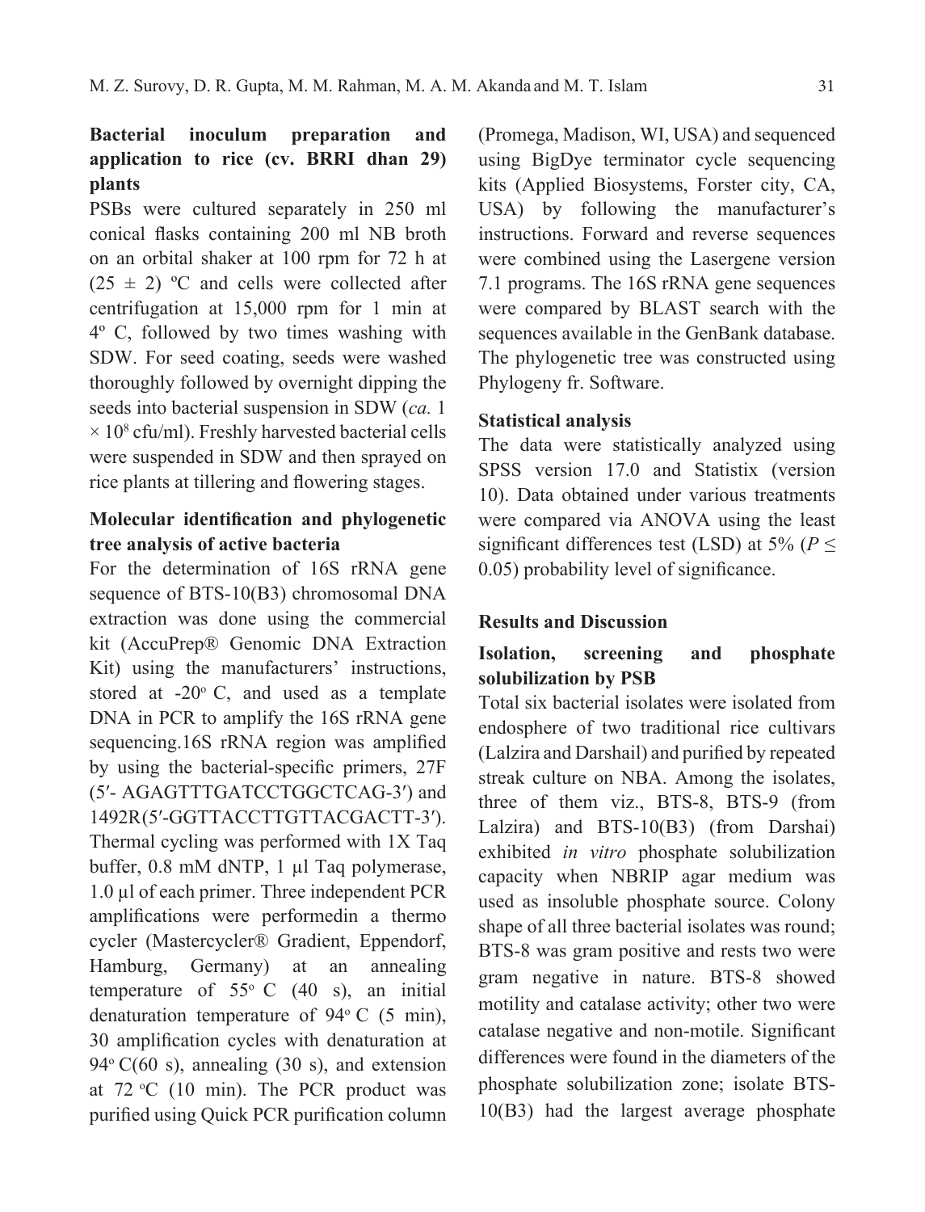### Bacterial inoculum preparation and application to rice (cv. BRRI dhan 29) plants

PSBs were cultured separately in 250 ml conical flasks containing 200 ml NB broth on an orbital shaker at 100 rpm for 72 h at (25 ± 2) ºC and cells were collected after centrifugation at 15,000 rpm for 1 min at 4º C, followed by two times washing with SDW. For seed coating, seeds were washed thoroughly followed by overnight dipping the seeds into bacterial suspension in SDW (*ca.* 1 × $10^8$ cfu/ml). Freshly harvested bacterial cells were suspended in SDW and then sprayed on rice plants at tillering and flowering stages.

### Molecular identification and phylogenetic tree analysis of active bacteria

For the determination of 16S rRNA gene sequence of BTS-10(B3) chromosomal DNA extraction was done using the commercial kit (AccuPrep® Genomic DNA Extraction Kit) using the manufacturers' instructions, stored at -20º C, and used as a template DNA in PCR to amplify the 16S rRNA gene sequencing.16S rRNA region was amplified by using the bacterial-specific primers, 27F (5′- AGAGTTTGATCCTGGCTCAG-3′) and 1492R(5′-GGTTACCTTGTTACGACTT-3′). Thermal cycling was performed with 1X Taq buffer, 0.8 mM dNTP, 1 µl Taq polymerase, 1.0 µl of each primer. Three independent PCR amplifications were performedin a thermo cycler (Mastercycler® Gradient, Eppendorf, Hamburg, Germany) at an annealing temperature of 55º C (40 s), an initial denaturation temperature of 94º C (5 min), 30 amplification cycles with denaturation at 94º C(60 s), annealing (30 s), and extension at 72 ºC (10 min). The PCR product was purified using Quick PCR purification column (Promega, Madison, WI, USA) and sequenced using BigDye terminator cycle sequencing kits (Applied Biosystems, Forster city, CA, USA) by following the manufacturer's instructions. Forward and reverse sequences were combined using the Lasergene version 7.1 programs. The 16S rRNA gene sequences were compared by BLAST search with the sequences available in the GenBank database. The phylogenetic tree was constructed using Phylogeny fr. Software.

### Statistical analysis

The data were statistically analyzed using SPSS version 17.0 and Statistix (version 10). Data obtained under various treatments were compared via ANOVA using the least significant differences test (LSD) at 5% ($P \leq 0.05$) probability level of significance.

## Results and Discussion

### Isolation, screening and phosphate solubilization by PSB

Total six bacterial isolates were isolated from endosphere of two traditional rice cultivars (Lalzira and Darshail) and purified by repeated streak culture on NBA. Among the isolates, three of them viz., BTS-8, BTS-9 (from Lalzira) and BTS-10(B3) (from Darshai) exhibited *in vitro* phosphate solubilization capacity when NBRIP agar medium was used as insoluble phosphate source. Colony shape of all three bacterial isolates was round; BTS-8 was gram positive and rests two were gram negative in nature. BTS-8 showed motility and catalase activity; other two were catalase negative and non-motile. Significant differences were found in the diameters of the phosphate solubilization zone; isolate BTS-10(B3) had the largest average phosphate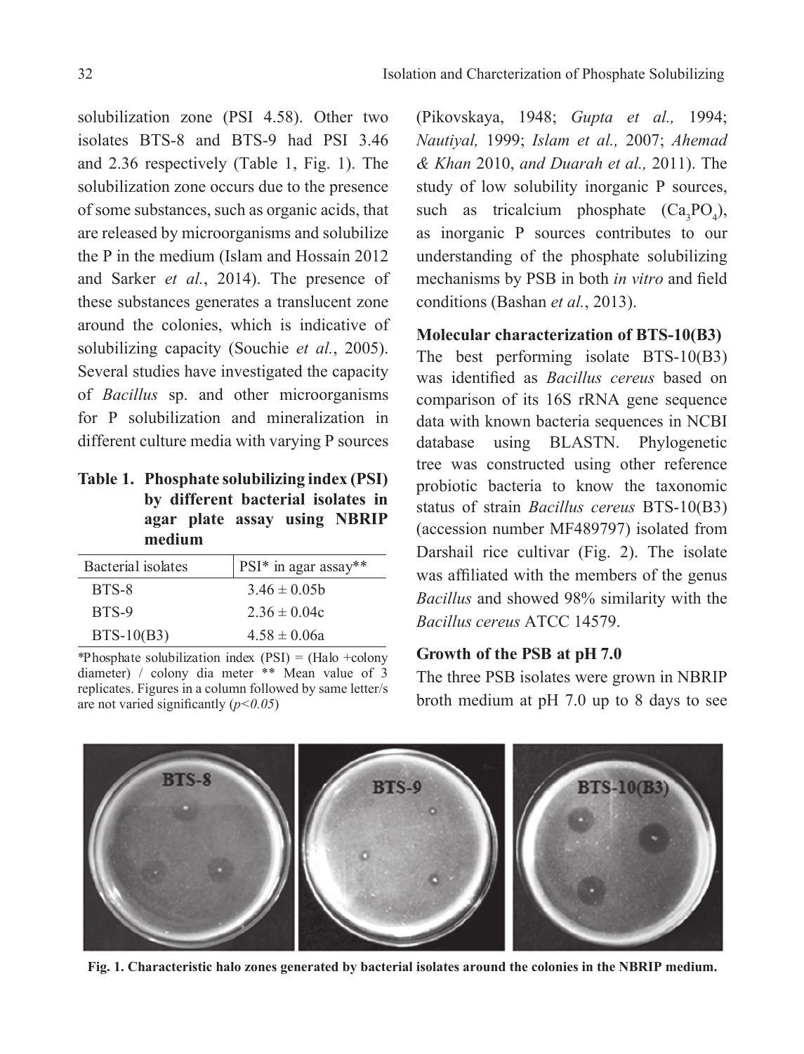solubilization zone (PSI 4.58). Other two isolates BTS-8 and BTS-9 had PSI 3.46 and 2.36 respectively (Table 1, Fig. 1). The solubilization zone occurs due to the presence of some substances, such as organic acids, that are released by microorganisms and solubilize the P in the medium (Islam and Hossain 2012 and Sarker *et al.*, 2014). The presence of these substances generates a translucent zone around the colonies, which is indicative of solubilizing capacity (Souchie *et al.*, 2005). Several studies have investigated the capacity of *Bacillus* sp. and other microorganisms for P solubilization and mineralization in different culture media with varying P sources

**Table 1. Phosphate solubilizing index (PSI) by different bacterial isolates in agar plate assay using NBRIP medium**

| Bacterial isolates | PSI* in agar assay** |
|---|---|
| BTS-8 | 3.46 ± 0.05b |
| BTS-9 | 2.36 ± 0.04c |
| BTS-10(B3) | 4.58 ± 0.06a |

*Phosphate solubilization index (PSI) = (Halo +colony diameter) / colony dia meter ** Mean value of 3 replicates. Figures in a column followed by same letter/s are not varied significantly ($p<0.05$)

(Pikovskaya, 1948; *Gupta et al.,* 1994; *Nautiyal,* 1999; *Islam et al.,* 2007; *Ahemad & Khan* 2010, *and Duarah et al.,* 2011). The study of low solubility inorganic P sources, such as tricalcium phosphate ($Ca_3PO_4$), as inorganic P sources contributes to our understanding of the phosphate solubilizing mechanisms by PSB in both *in vitro* and field conditions (Bashan *et al.*, 2013).

**Molecular characterization of BTS-10(B3)**

The best performing isolate BTS-10(B3) was identified as *Bacillus cereus* based on comparison of its 16S rRNA gene sequence data with known bacteria sequences in NCBI database using BLASTN. Phylogenetic tree was constructed using other reference probiotic bacteria to know the taxonomic status of strain *Bacillus cereus* BTS-10(B3) (accession number MF489797) isolated from Darshail rice cultivar (Fig. 2). The isolate was affiliated with the members of the genus *Bacillus* and showed 98% similarity with the *Bacillus cereus* ATCC 14579.

**Growth of the PSB at pH 7.0**

The three PSB isolates were grown in NBRIP broth medium at pH 7.0 up to 8 days to see

**Fig. 1. Characteristic halo zones generated by bacterial isolates around the colonies in the NBRIP medium.**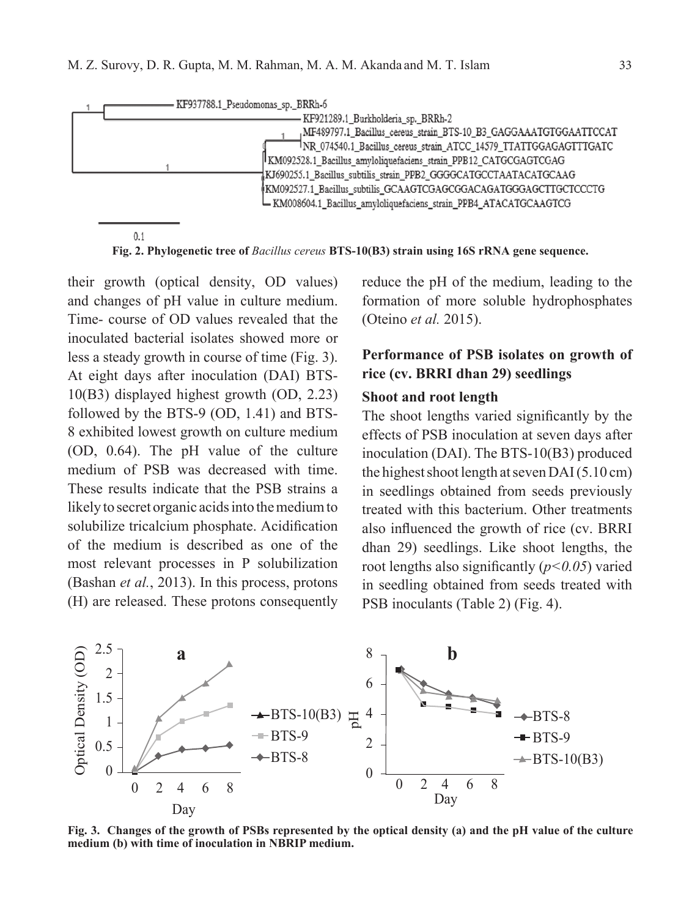Fig. 2. Phylogenetic tree of *Bacillus cereus* BTS-10(B3) strain using 16S rRNA gene sequence.

their growth (optical density, OD values) and changes of pH value in culture medium. Time- course of OD values revealed that the inoculated bacterial isolates showed more or less a steady growth in course of time (Fig. 3). At eight days after inoculation (DAI) BTS-10(B3) displayed highest growth (OD, 2.23) followed by the BTS-9 (OD, 1.41) and BTS-8 exhibited lowest growth on culture medium (OD, 0.64). The pH value of the culture medium of PSB was decreased with time. These results indicate that the PSB strains a likely to secret organic acids into the medium to solubilize tricalcium phosphate. Acidification of the medium is described as one of the most relevant processes in P solubilization (Bashan *et al.*, 2013). In this process, protons (H) are released. These protons consequently reduce the pH of the medium, leading to the formation of more soluble hydrophosphates (Oteino *et al.* 2015).

### Performance of PSB isolates on growth of rice (cv. BRRI dhan 29) seedlings

#### Shoot and root length

The shoot lengths varied significantly by the effects of PSB inoculation at seven days after inoculation (DAI). The BTS-10(B3) produced the highest shoot length at seven DAI (5.10 cm) in seedlings obtained from seeds previously treated with this bacterium. Other treatments also influenced the growth of rice (cv. BRRI dhan 29) seedlings. Like shoot lengths, the root lengths also significantly ($p<0.05$) varied in seedling obtained from seeds treated with PSB inoculants (Table 2) (Fig. 4).

Fig. 3. Changes of the growth of PSBs represented by the optical density (a) and the pH value of the culture medium (b) with time of inoculation in NBRIP medium.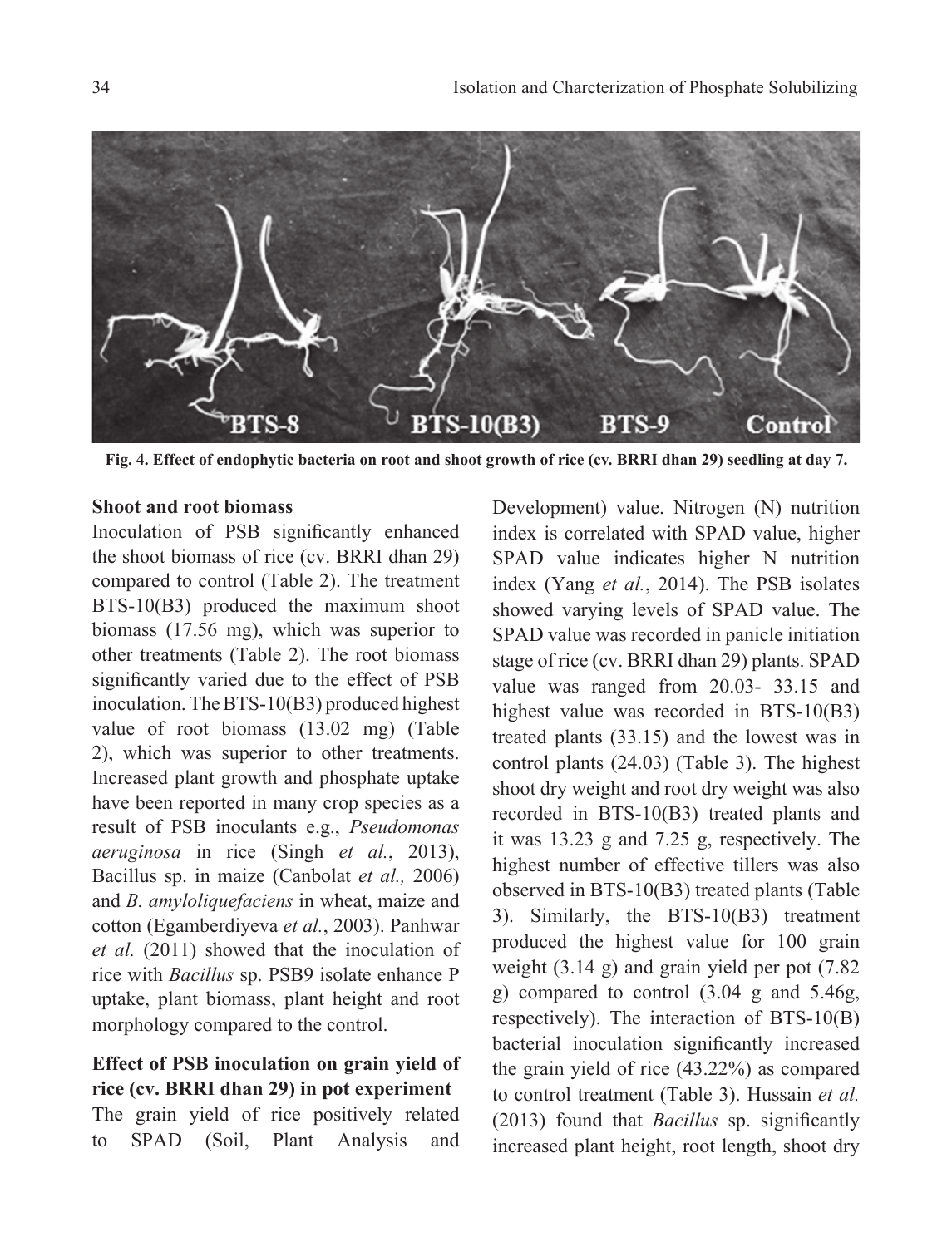Fig. 4. Effect of endophytic bacteria on root and shoot growth of rice (cv. BRRI dhan 29) seedling at day 7.

### Shoot and root biomass

Inoculation of PSB significantly enhanced the shoot biomass of rice (cv. BRRI dhan 29) compared to control (Table 2). The treatment BTS-10(B3) produced the maximum shoot biomass (17.56 mg), which was superior to other treatments (Table 2). The root biomass significantly varied due to the effect of PSB inoculation. The BTS-10(B3) produced highest value of root biomass (13.02 mg) (Table 2), which was superior to other treatments. Increased plant growth and phosphate uptake have been reported in many crop species as a result of PSB inoculants e.g., *Pseudomonas aeruginosa* in rice (Singh *et al.*, 2013), Bacillus sp. in maize (Canbolat *et al.,* 2006) and *B. amyloliquefaciens* in wheat, maize and cotton (Egamberdiyeva *et al.*, 2003). Panhwar *et al.* (2011) showed that the inoculation of rice with *Bacillus* sp. PSB9 isolate enhance P uptake, plant biomass, plant height and root morphology compared to the control.

### Effect of PSB inoculation on grain yield of rice (cv. BRRI dhan 29) in pot experiment

The grain yield of rice positively related to SPAD (Soil, Plant Analysis and Development) value. Nitrogen (N) nutrition index is correlated with SPAD value, higher SPAD value indicates higher N nutrition index (Yang *et al.*, 2014). The PSB isolates showed varying levels of SPAD value. The SPAD value was recorded in panicle initiation stage of rice (cv. BRRI dhan 29) plants. SPAD value was ranged from 20.03- 33.15 and highest value was recorded in BTS-10(B3) treated plants (33.15) and the lowest was in control plants (24.03) (Table 3). The highest shoot dry weight and root dry weight was also recorded in BTS-10(B3) treated plants and it was 13.23 g and 7.25 g, respectively. The highest number of effective tillers was also observed in BTS-10(B3) treated plants (Table 3). Similarly, the BTS-10(B3) treatment produced the highest value for 100 grain weight (3.14 g) and grain yield per pot (7.82 g) compared to control (3.04 g and 5.46g, respectively). The interaction of BTS-10(B) bacterial inoculation significantly increased the grain yield of rice (43.22%) as compared to control treatment (Table 3). Hussain *et al.* (2013) found that *Bacillus* sp. significantly increased plant height, root length, shoot dry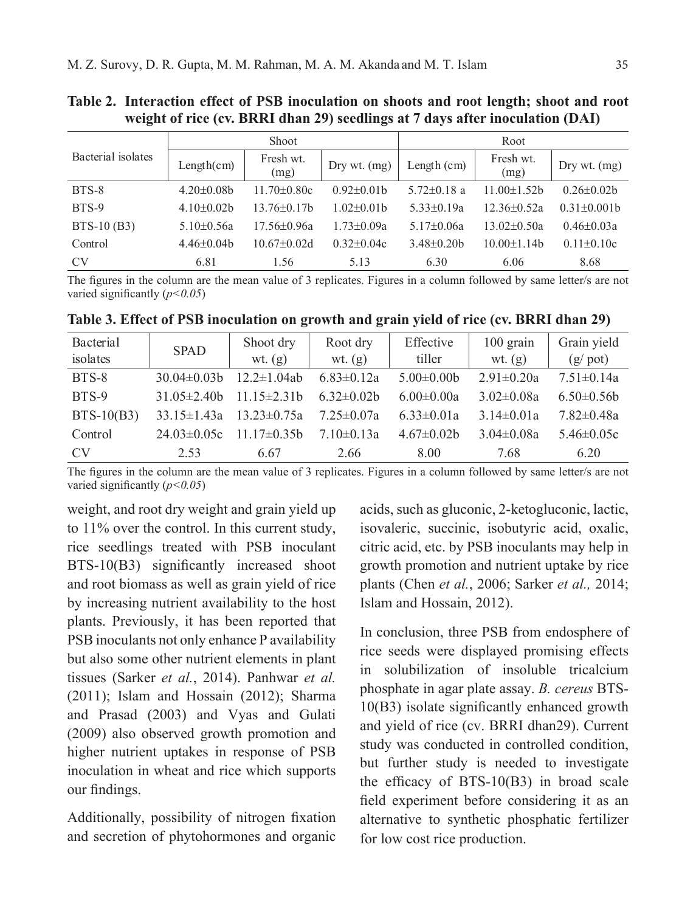**Table 2. Interaction effect of PSB inoculation on shoots and root length; shoot and root weight of rice (cv. BRRI dhan 29) seedlings at 7 days after inoculation (DAI)**

| Bacterial isolates | Shoot | | | Root | | |
|---|---|---|---|---|---|---|
| | Length(cm) | Fresh wt. (mg) | Dry wt. (mg) | Length (cm) | Fresh wt. (mg) | Dry wt. (mg) |
| BTS-8 | 4.20±0.08b | 11.70±0.80c | 0.92±0.01b | 5.72±0.18 a | 11.00±1.52b | 0.26±0.02b |
| BTS-9 | 4.10±0.02b | 13.76±0.17b | 1.02±0.01b | 5.33±0.19a | 12.36±0.52a | 0.31±0.001b |
| BTS-10 (B3) | 5.10±0.56a | 17.56±0.96a | 1.73±0.09a | 5.17±0.06a | 13.02±0.50a | 0.46±0.03a |
| Control | 4.46±0.04b | 10.67±0.02d | 0.32±0.04c | 3.48±0.20b | 10.00±1.14b | 0.11±0.10c |
| CV | 6.81 | 1.56 | 5.13 | 6.30 | 6.06 | 8.68 |

The figures in the column are the mean value of 3 replicates. Figures in a column followed by same letter/s are not varied significantly (*p<0.05*)

**Table 3. Effect of PSB inoculation on growth and grain yield of rice (cv. BRRI dhan 29)**

| Bacterial isolates | SPAD | Shoot dry wt. (g) | Root dry wt. (g) | Effective tiller | 100 grain wt. (g) | Grain yield (g/ pot) |
|---|---|---|---|---|---|---|
| BTS-8 | 30.04±0.03b | 12.2±1.04ab | 6.83±0.12a | 5.00±0.00b | 2.91±0.20a | 7.51±0.14a |
| BTS-9 | 31.05±2.40b | 11.15±2.31b | 6.32±0.02b | 6.00±0.00a | 3.02±0.08a | 6.50±0.56b |
| BTS-10(B3) | 33.15±1.43a | 13.23±0.75a | 7.25±0.07a | 6.33±0.01a | 3.14±0.01a | 7.82±0.48a |
| Control | 24.03±0.05c | 11.17±0.35b | 7.10±0.13a | 4.67±0.02b | 3.04±0.08a | 5.46±0.05c |
| CV | 2.53 | 6.67 | 2.66 | 8.00 | 7.68 | 6.20 |

The figures in the column are the mean value of 3 replicates. Figures in a column followed by same letter/s are not varied significantly (*p<0.05*)

weight, and root dry weight and grain yield up to 11% over the control. In this current study, rice seedlings treated with PSB inoculant BTS-10(B3) significantly increased shoot and root biomass as well as grain yield of rice by increasing nutrient availability to the host plants. Previously, it has been reported that PSB inoculants not only enhance P availability but also some other nutrient elements in plant tissues (Sarker *et al.*, 2014). Panhwar *et al.* (2011); Islam and Hossain (2012); Sharma and Prasad (2003) and Vyas and Gulati (2009) also observed growth promotion and higher nutrient uptakes in response of PSB inoculation in wheat and rice which supports our findings.

Additionally, possibility of nitrogen fixation and secretion of phytohormones and organic acids, such as gluconic, 2-ketogluconic, lactic, isovaleric, succinic, isobutyric acid, oxalic, citric acid, etc. by PSB inoculants may help in growth promotion and nutrient uptake by rice plants (Chen *et al.*, 2006; Sarker *et al.,* 2014; Islam and Hossain, 2012).

In conclusion, three PSB from endosphere of rice seeds were displayed promising effects in solubilization of insoluble tricalcium phosphate in agar plate assay. *B. cereus* BTS-10(B3) isolate significantly enhanced growth and yield of rice (cv. BRRI dhan29). Current study was conducted in controlled condition, but further study is needed to investigate the efficacy of BTS-10(B3) in broad scale field experiment before considering it as an alternative to synthetic phosphatic fertilizer for low cost rice production.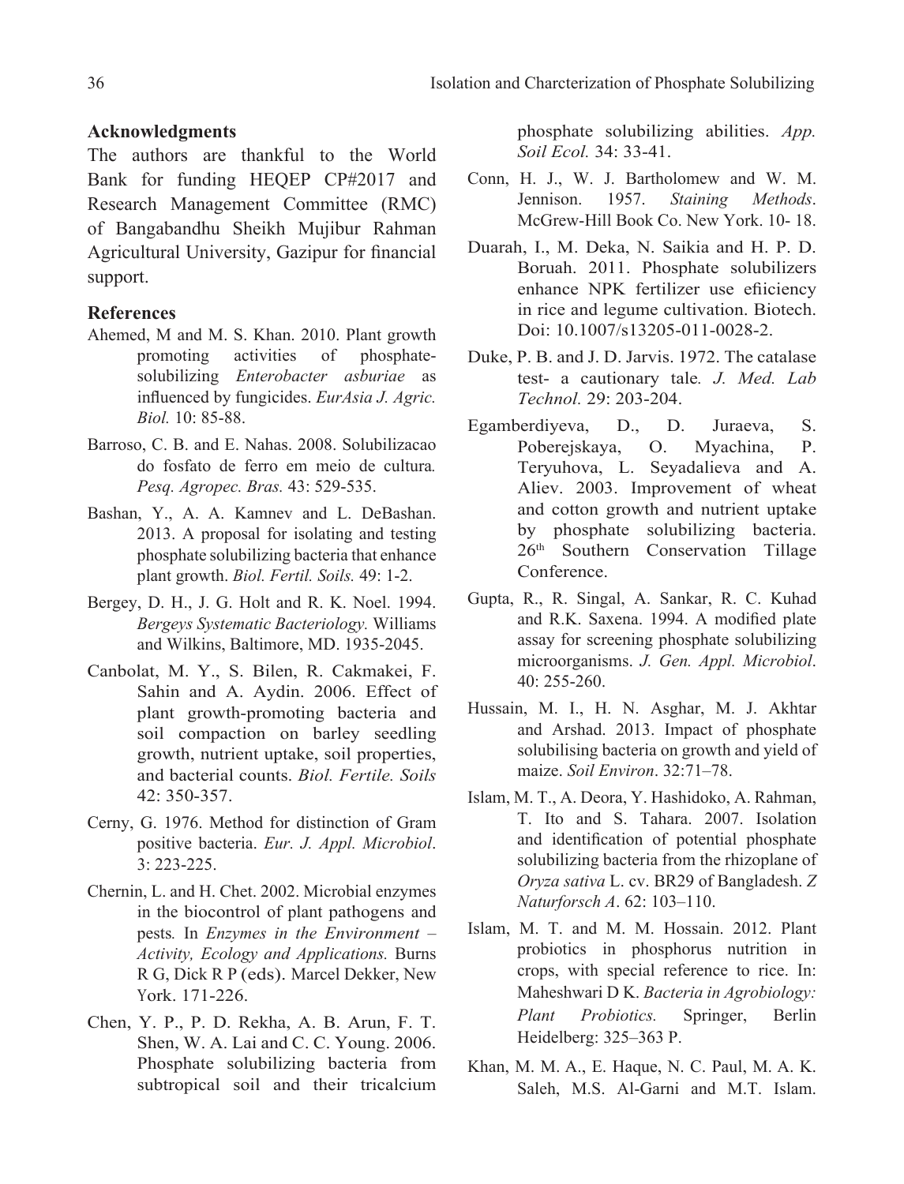## Acknowledgments

The authors are thankful to the World Bank for funding HEQEP CP#2017 and Research Management Committee (RMC) of Bangabandhu Sheikh Mujibur Rahman Agricultural University, Gazipur for financial support.

## References

Ahemed, M and M. S. Khan. 2010. Plant growth promoting activities of phosphate-solubilizing *Enterobacter asburiae* as influenced by fungicides. *EurAsia J. Agric. Biol.* 10: 85-88.

Barroso, C. B. and E. Nahas. 2008. Solubilizacao do fosfato de ferro em meio de cultura. *Pesq. Agropec. Bras.* 43: 529-535.

Bashan, Y., A. A. Kamnev and L. DeBashan. 2013. A proposal for isolating and testing phosphate solubilizing bacteria that enhance plant growth. *Biol. Fertil. Soils.* 49: 1-2.

Bergey, D. H., J. G. Holt and R. K. Noel. 1994. *Bergeys Systematic Bacteriology.* Williams and Wilkins, Baltimore, MD. 1935-2045.

Canbolat, M. Y., S. Bilen, R. Cakmakei, F. Sahin and A. Aydin. 2006. Effect of plant growth-promoting bacteria and soil compaction on barley seedling growth, nutrient uptake, soil properties, and bacterial counts. *Biol. Fertile. Soils* 42: 350-357.

Cerny, G. 1976. Method for distinction of Gram positive bacteria. *Eur. J. Appl. Microbiol*. 3: 223-225.

Chernin, L. and H. Chet. 2002. Microbial enzymes in the biocontrol of plant pathogens and pests. In *Enzymes in the Environment – Activity, Ecology and Applications.* Burns R G, Dick R P (eds). Marcel Dekker, New York. 171-226.

Chen, Y. P., P. D. Rekha, A. B. Arun, F. T. Shen, W. A. Lai and C. C. Young. 2006. Phosphate solubilizing bacteria from subtropical soil and their tricalcium phosphate solubilizing abilities. *App. Soil Ecol.* 34: 33-41.

Conn, H. J., W. J. Bartholomew and W. M. Jennison. 1957. *Staining Methods*. McGrew-Hill Book Co. New York. 10- 18.

Duarah, I., M. Deka, N. Saikia and H. P. D. Boruah. 2011. Phosphate solubilizers enhance NPK fertilizer use efiiciency in rice and legume cultivation. Biotech. Doi: 10.1007/s13205-011-0028-2.

Duke, P. B. and J. D. Jarvis. 1972. The catalase test- a cautionary tale. *J. Med. Lab Technol.* 29: 203-204.

Egamberdiyeva, D., D. Juraeva, S. Poberejskaya, O. Myachina, P. Teryuhova, L. Seyadalieva and A. Aliev. 2003. Improvement of wheat and cotton growth and nutrient uptake by phosphate solubilizing bacteria. 26th Southern Conservation Tillage Conference.

Gupta, R., R. Singal, A. Sankar, R. C. Kuhad and R.K. Saxena. 1994. A modified plate assay for screening phosphate solubilizing microorganisms. *J. Gen. Appl. Microbiol*. 40: 255-260.

Hussain, M. I., H. N. Asghar, M. J. Akhtar and Arshad. 2013. Impact of phosphate solubilising bacteria on growth and yield of maize. *Soil Environ*. 32:71–78.

Islam, M. T., A. Deora, Y. Hashidoko, A. Rahman, T. Ito and S. Tahara. 2007. Isolation and identification of potential phosphate solubilizing bacteria from the rhizoplane of *Oryza sativa* L. cv. BR29 of Bangladesh. *Z Naturforsch A*. 62: 103–110.

Islam, M. T. and M. M. Hossain. 2012. Plant probiotics in phosphorus nutrition in crops, with special reference to rice. In: Maheshwari D K. *Bacteria in Agrobiology: Plant Probiotics.* Springer, Berlin Heidelberg: 325–363 P.

Khan, M. M. A., E. Haque, N. C. Paul, M. A. K. Saleh, M.S. Al-Garni and M.T. Islam.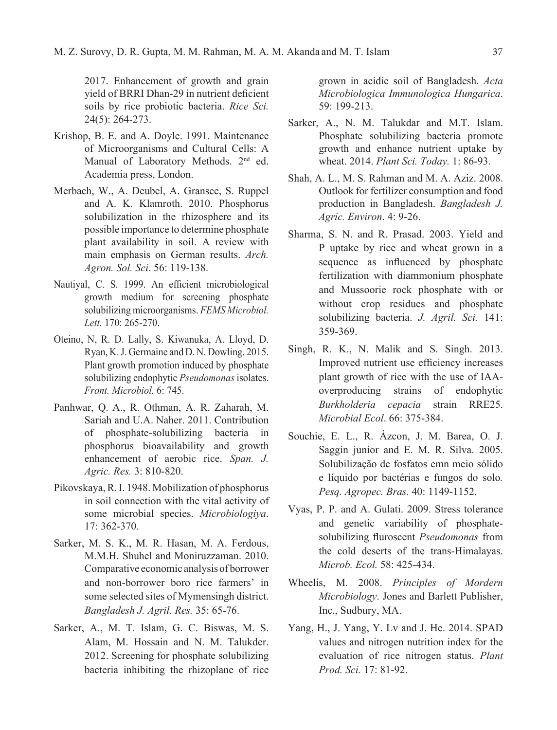2017. Enhancement of growth and grain yield of BRRI Dhan-29 in nutrient deficient soils by rice probiotic bacteria. *Rice Sci.* 24(5): 264-273.

Krishop, B. E. and A. Doyle. 1991. Maintenance of Microorganisms and Cultural Cells: A Manual of Laboratory Methods. 2nd ed. Academia press, London.

Merbach, W., A. Deubel, A. Gransee, S. Ruppel and A. K. Klamroth. 2010. Phosphorus solubilization in the rhizosphere and its possible importance to determine phosphate plant availability in soil. A review with main emphasis on German results. *Arch. Agron. Sol. Sci*. 56: 119-138.

Nautiyal, C. S. 1999. An efficient microbiological growth medium for screening phosphate solubilizing microorganisms. *FEMS Microbiol. Lett.* 170: 265-270.

Oteino, N, R. D. Lally, S. Kiwanuka, A. Lloyd, D. Ryan, K. J. Germaine and D. N. Dowling. 2015. Plant growth promotion induced by phosphate solubilizing endophytic *Pseudomonas* isolates. *Front. Microbiol.* 6: 745.

Panhwar, Q. A., R. Othman, A. R. Zaharah, M. Sariah and U.A. Naher. 2011. Contribution of phosphate-solubilizing bacteria in phosphorus bioavailability and growth enhancement of aerobic rice. *Span. J. Agric. Res.* 3: 810-820.

Pikovskaya, R. I. 1948. Mobilization of phosphorus in soil connection with the vital activity of some microbial species. *Microbiologiya*. 17: 362-370.

Sarker, M. S. K., M. R. Hasan, M. A. Ferdous, M.M.H. Shuhel and Moniruzzaman. 2010. Comparative economic analysis of borrower and non-borrower boro rice farmers' in some selected sites of Mymensingh district. *Bangladesh J. Agril. Res.* 35: 65-76.

Sarker, A., M. T. Islam, G. C. Biswas, M. S. Alam, M. Hossain and N. M. Talukder. 2012. Screening for phosphate solubilizing bacteria inhibiting the rhizoplane of rice grown in acidic soil of Bangladesh. *Acta Microbiologica Immunologica Hungarica*. 59: 199-213.

Sarker, A., N. M. Talukdar and M.T. Islam. Phosphate solubilizing bacteria promote growth and enhance nutrient uptake by wheat. 2014. *Plant Sci. Today.* 1: 86-93.

Shah, A. L., M. S. Rahman and M. A. Aziz. 2008. Outlook for fertilizer consumption and food production in Bangladesh. *Bangladesh J. Agric. Environ*. 4: 9-26.

Sharma, S. N. and R. Prasad. 2003. Yield and P uptake by rice and wheat grown in a sequence as influenced by phosphate fertilization with diammonium phosphate and Mussoorie rock phosphate with or without crop residues and phosphate solubilizing bacteria. *J. Agril. Sci.* 141: 359-369.

Singh, R. K., N. Malik and S. Singh. 2013. Improved nutrient use efficiency increases plant growth of rice with the use of IAA-overproducing strains of endophytic *Burkholderia cepacia* strain RRE25. *Microbial Ecol*. 66: 375-384.

Souchie, E. L., R. Ázcon, J. M. Barea, O. J. Saggin junior and E. M. R. Silva. 2005. Solubilização de fosfatos emn meio sólido e líquido por bactérias e fungos do solo*.* *Pesq. Agropec. Bras.* 40: 1149-1152.

Vyas, P. P. and A. Gulati. 2009. Stress tolerance and genetic variability of phosphate-solubilizing fluroscent *Pseudomonas* from the cold deserts of the trans-Himalayas. *Microb. Ecol.* 58: 425-434.

Wheelis, M. 2008. *Principles of Mordern Microbiology*. Jones and Barlett Publisher, Inc., Sudbury, MA.

Yang, H., J. Yang, Y. Lv and J. He. 2014. SPAD values and nitrogen nutrition index for the evaluation of rice nitrogen status. *Plant Prod. Sci.* 17: 81-92.